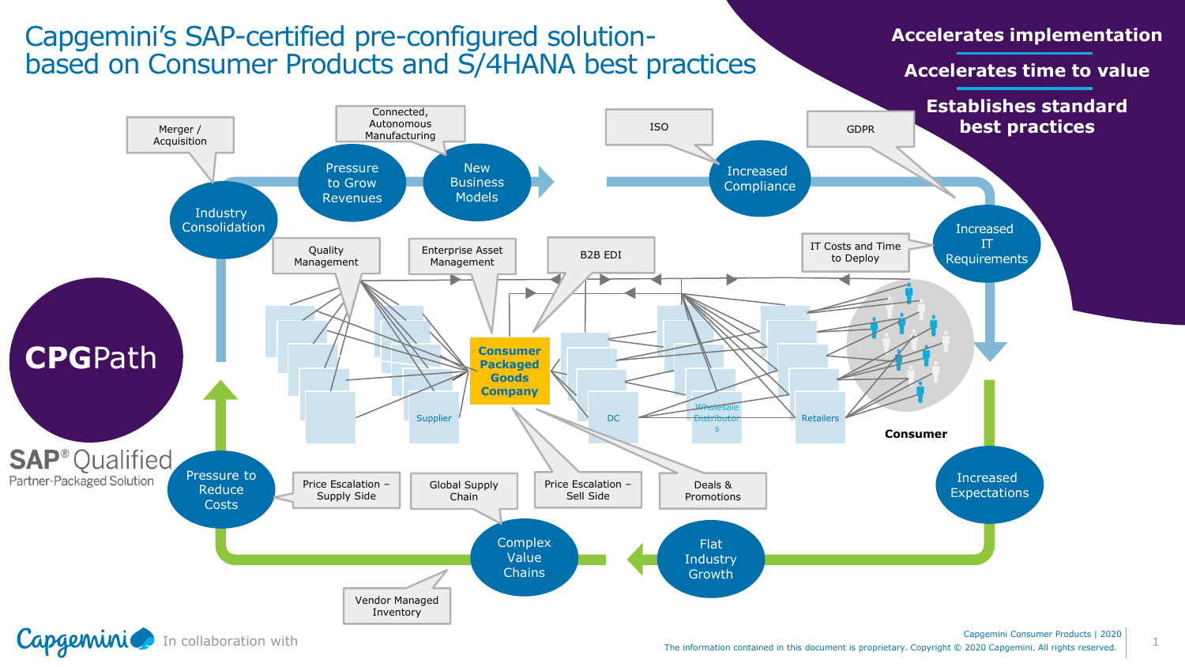# Capgemini's SAP-certified pre-configured solution-based on Consumer Products and S/4HANA best practices

**Accelerates implementation**

**Accelerates time to value**

**Establishes standard best practices**

**CPG**Path

SAP® Qualified Partner-Packaged Solution

- Industry Consolidation
  - Merger / Acquisition
- Pressure to Grow Revenues
- New Business Models
  - Connected, Autonomous Manufacturing
- Increased Compliance
  - ISO
  - GDPR
- Increased IT Requirements
  - IT Costs and Time to Deploy
- Increased Expectations
- Flat Industry Growth
- Complex Value Chains
  - Price Escalation – Supply Side
  - Global Supply Chain
  - Price Escalation – Sell Side
  - Deals & Promotions
  - Vendor Managed Inventory
- Pressure to Reduce Costs

Quality Management

Enterprise Asset Management

B2B EDI

Supplier → **Consumer Packaged Goods Company** → DC → Wholesale Distributors → Retailers → **Consumer**

Capgemini — In collaboration with

Capgemini Consumer Products | 2020

The information contained in this document is proprietary. Copyright © 2020 Capgemini. All rights reserved.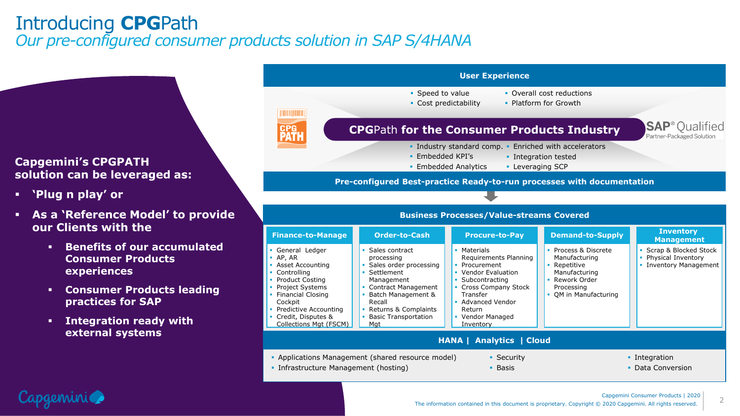# Introducing **CPG**Path

*Our pre-configured consumer products solution in SAP S/4HANA*

**Capgemini's CPGPATH solution can be leveraged as:**

- **'Plug n play' or**
- **As a 'Reference Model' to provide our Clients with the**
  - **Benefits of our accumulated Consumer Products experiences**
  - **Consumer Products leading practices for SAP**
  - **Integration ready with external systems**

## User Experience

- Speed to value
- Cost predictability
- Overall cost reductions
- Platform for Growth

### CPGPath for the Consumer Products Industry

SAP® Qualified Partner-Packaged Solution

- Industry standard comp.
- Embedded KPI's
- Embedded Analytics
- Enriched with accelerators
- Integration tested
- Leveraging SCP

**Pre-configured Best-practice Ready-to-run processes with documentation**

## Business Processes/Value-streams Covered

| Finance-to-Manage | Order-to-Cash | Procure-to-Pay | Demand-to-Supply | Inventory Management |
|---|---|---|---|---|
| General Ledger<br>AP, AR<br>Asset Accounting<br>Controlling<br>Product Costing<br>Project Systems<br>Financial Closing Cockpit<br>Predictive Accounting<br>Credit, Disputes & Collections Mgt (FSCM) | Sales contract processing<br>Sales order processing<br>Settlement Management<br>Contract Management<br>Batch Management & Recall<br>Returns & Complaints<br>Basic Transportation Mgt | Materials Requirements Planning<br>Procurement<br>Vendor Evaluation<br>Subcontracting<br>Cross Company Stock Transfer<br>Advanced Vendor Return<br>Vendor Managed Inventory | Process & Discrete Manufacturing<br>Repetitive Manufacturing<br>Rework Order Processing<br>QM in Manufacturing | Scrap & Blocked Stock<br>Physical Inventory<br>Inventory Management |

## HANA | Analytics | Cloud

- Applications Management (shared resource model)
- Infrastructure Management (hosting)
- Security
- Basis
- Integration
- Data Conversion

Capgemini Consumer Products | 2020

The information contained in this document is proprietary. Copyright © 2020 Capgemini. All rights reserved.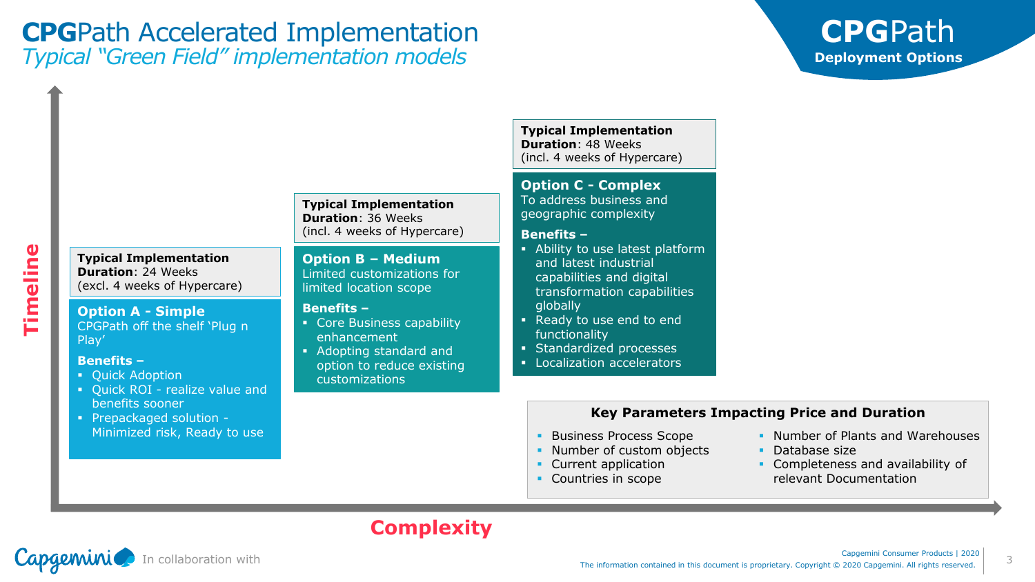# **CPG**Path Accelerated Implementation

*Typical "Green Field" implementation models*

**CPG**Path
**Deployment Options**

Timeline

**Typical Implementation Duration**: 24 Weeks (excl. 4 weeks of Hypercare)

### Option A - Simple

CPGPath off the shelf 'Plug n Play'

**Benefits –**

- Quick Adoption
- Quick ROI - realize value and benefits sooner
- Prepackaged solution - Minimized risk, Ready to use

**Typical Implementation Duration**: 36 Weeks (incl. 4 weeks of Hypercare)

### Option B – Medium

Limited customizations for limited location scope

**Benefits –**

- Core Business capability enhancement
- Adopting standard and option to reduce existing customizations

**Typical Implementation Duration**: 48 Weeks (incl. 4 weeks of Hypercare)

### Option C - Complex

To address business and geographic complexity

**Benefits –**

- Ability to use latest platform and latest industrial capabilities and digital transformation capabilities globally
- Ready to use end to end functionality
- Standardized processes
- Localization accelerators

### Key Parameters Impacting Price and Duration

- Business Process Scope
- Number of custom objects
- Current application
- Countries in scope
- Number of Plants and Warehouses
- Database size
- Completeness and availability of relevant Documentation

Complexity

Capgemini In collaboration with

Capgemini Consumer Products | 2020
The information contained in this document is proprietary. Copyright © 2020 Capgemini. All rights reserved.